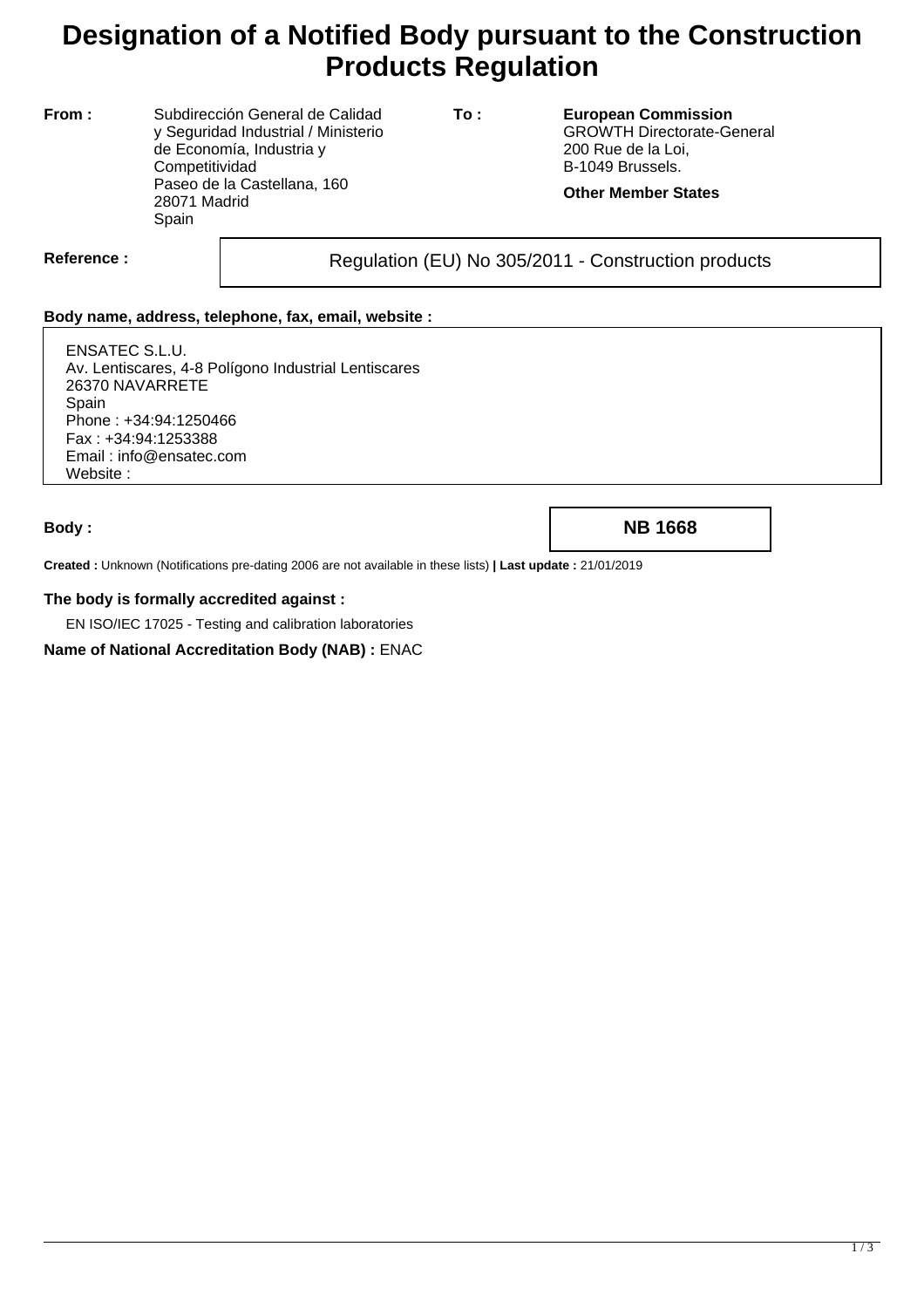# Designation of a Notified Body pursuant to the Construction Products Regulation

**From :** Subdirección General de Calidad y Seguridad Industrial / Ministerio de Economía, Industria y Competitividad
Paseo de la Castellana, 160
28071 Madrid
Spain

**To :** **European Commission**
GROWTH Directorate-General
200 Rue de la Loi,
B-1049 Brussels.

**Other Member States**

**Reference :** Regulation (EU) No 305/2011 - Construction products

**Body name, address, telephone, fax, email, website :**

ENSATEC S.L.U.
Av. Lentiscares, 4-8 Polígono Industrial Lentiscares
26370 NAVARRETE
Spain
Phone : +34:94:1250466
Fax : +34:94:1253388
Email : info@ensatec.com
Website :

**Body :** **NB 1668**

**Created :** Unknown (Notifications pre-dating 2006 are not available in these lists) **| Last update :** 21/01/2019

**The body is formally accredited against :**

EN ISO/IEC 17025 - Testing and calibration laboratories

**Name of National Accreditation Body (NAB) :** ENAC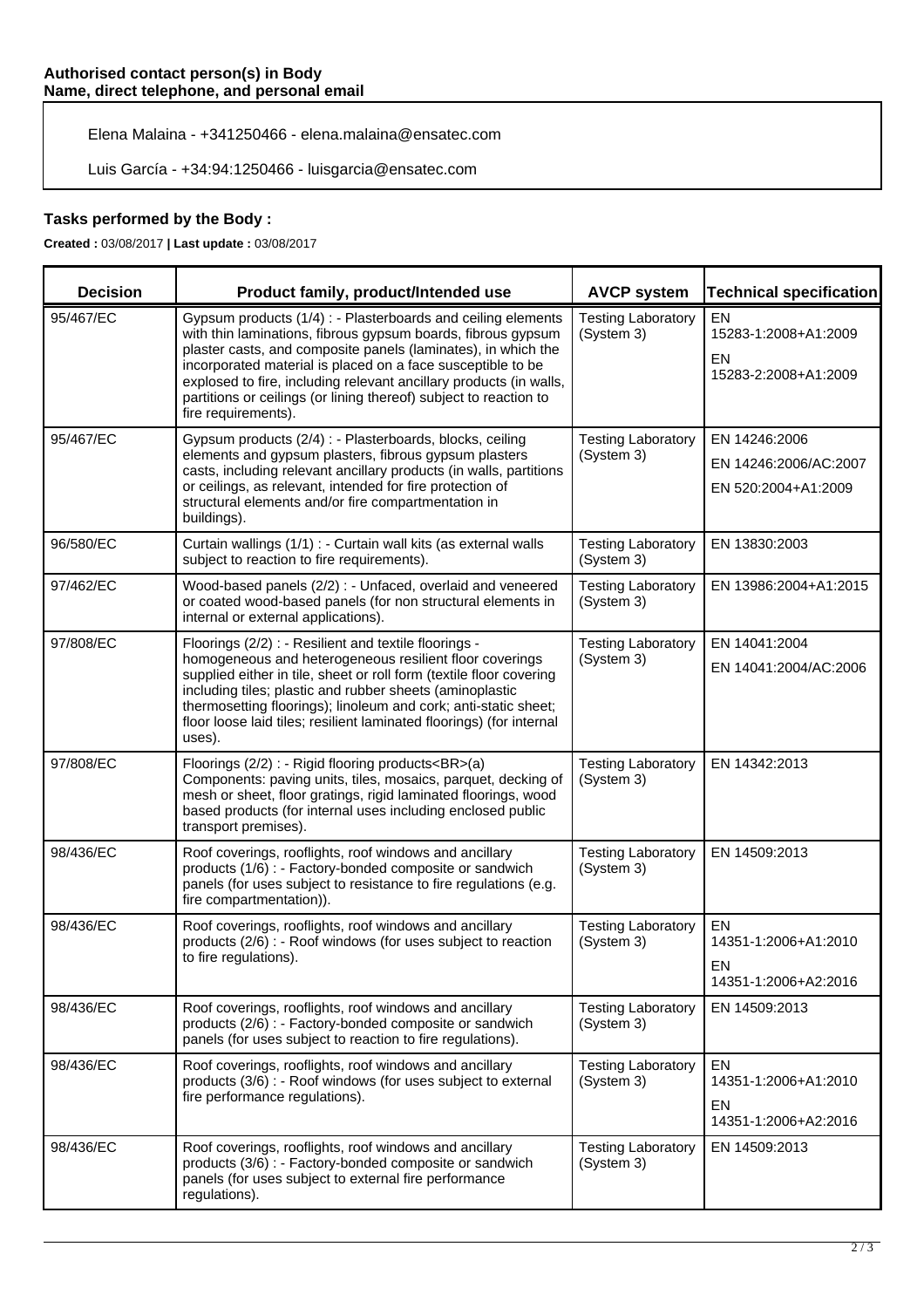**Authorised contact person(s) in Body**
**Name, direct telephone, and personal email**

Elena Malaina - +341250466 - elena.malaina@ensatec.com

Luis García - +34:94:1250466 - luisgarcia@ensatec.com

## Tasks performed by the Body :

**Created :** 03/08/2017 **| Last update :** 03/08/2017

| Decision | Product family, product/Intended use | AVCP system | Technical specification |
|---|---|---|---|
| 95/467/EC | Gypsum products (1/4) : - Plasterboards and ceiling elements with thin laminations, fibrous gypsum boards, fibrous gypsum plaster casts, and composite panels (laminates), in which the incorporated material is placed on a face susceptible to be explosed to fire, including relevant ancillary products (in walls, partitions or ceilings (or lining thereof) subject to reaction to fire requirements). | Testing Laboratory (System 3) | EN 15283-1:2008+A1:2009<br>EN 15283-2:2008+A1:2009 |
| 95/467/EC | Gypsum products (2/4) : - Plasterboards, blocks, ceiling elements and gypsum plasters, fibrous gypsum plasters casts, including relevant ancillary products (in walls, partitions or ceilings, as relevant, intended for fire protection of structural elements and/or fire compartmentation in buildings). | Testing Laboratory (System 3) | EN 14246:2006<br>EN 14246:2006/AC:2007<br>EN 520:2004+A1:2009 |
| 96/580/EC | Curtain wallings (1/1) : - Curtain wall kits (as external walls subject to reaction to fire requirements). | Testing Laboratory (System 3) | EN 13830:2003 |
| 97/462/EC | Wood-based panels (2/2) : - Unfaced, overlaid and veneered or coated wood-based panels (for non structural elements in internal or external applications). | Testing Laboratory (System 3) | EN 13986:2004+A1:2015 |
| 97/808/EC | Floorings (2/2) : - Resilient and textile floorings - homogeneous and heterogeneous resilient floor coverings supplied either in tile, sheet or roll form (textile floor covering including tiles; plastic and rubber sheets (aminoplastic thermosetting floorings); linoleum and cork; anti-static sheet; floor loose laid tiles; resilient laminated floorings) (for internal uses). | Testing Laboratory (System 3) | EN 14041:2004<br>EN 14041:2004/AC:2006 |
| 97/808/EC | Floorings (2/2) : - Rigid flooring products<BR>(a) Components: paving units, tiles, mosaics, parquet, decking of mesh or sheet, floor gratings, rigid laminated floorings, wood based products (for internal uses including enclosed public transport premises). | Testing Laboratory (System 3) | EN 14342:2013 |
| 98/436/EC | Roof coverings, rooflights, roof windows and ancillary products (1/6) : - Factory-bonded composite or sandwich panels (for uses subject to resistance to fire regulations (e.g. fire compartmentation)). | Testing Laboratory (System 3) | EN 14509:2013 |
| 98/436/EC | Roof coverings, rooflights, roof windows and ancillary products (2/6) : - Roof windows (for uses subject to reaction to fire regulations). | Testing Laboratory (System 3) | EN 14351-1:2006+A1:2010<br>EN 14351-1:2006+A2:2016 |
| 98/436/EC | Roof coverings, rooflights, roof windows and ancillary products (2/6) : - Factory-bonded composite or sandwich panels (for uses subject to reaction to fire regulations). | Testing Laboratory (System 3) | EN 14509:2013 |
| 98/436/EC | Roof coverings, rooflights, roof windows and ancillary products (3/6) : - Roof windows (for uses subject to external fire performance regulations). | Testing Laboratory (System 3) | EN 14351-1:2006+A1:2010<br>EN 14351-1:2006+A2:2016 |
| 98/436/EC | Roof coverings, rooflights, roof windows and ancillary products (3/6) : - Factory-bonded composite or sandwich panels (for uses subject to external fire performance regulations). | Testing Laboratory (System 3) | EN 14509:2013 |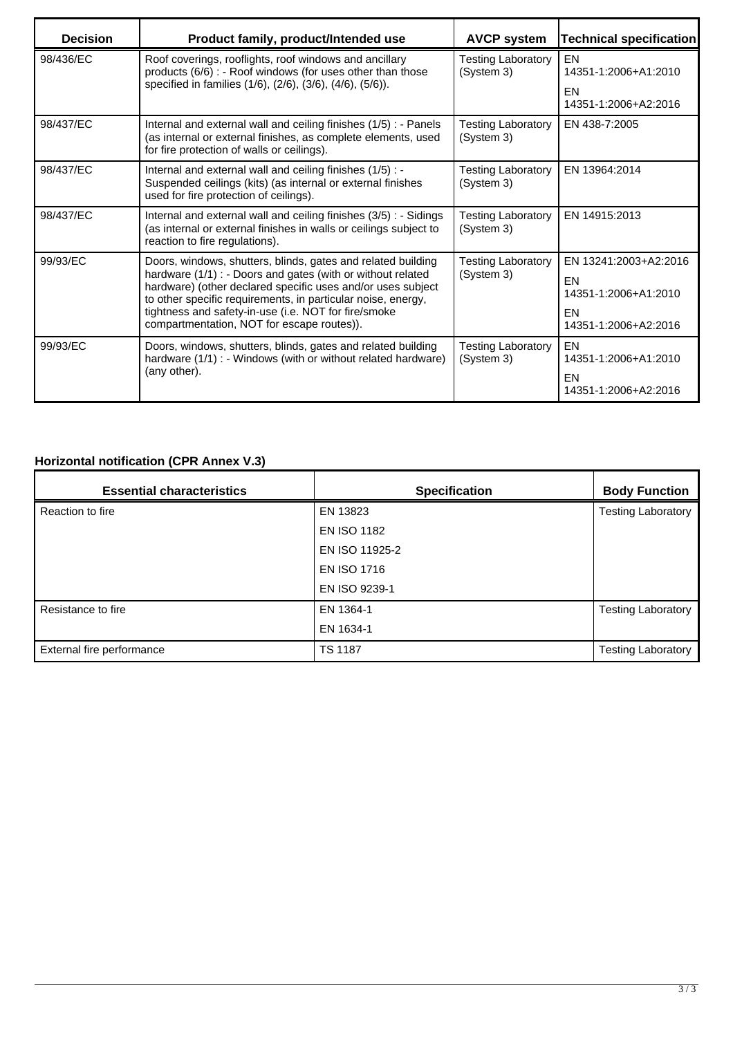| Decision | Product family, product/Intended use | AVCP system | Technical specification |
|---|---|---|---|
| 98/436/EC | Roof coverings, rooflights, roof windows and ancillary products (6/6) : - Roof windows (for uses other than those specified in families (1/6), (2/6), (3/6), (4/6), (5/6)). | Testing Laboratory (System 3) | EN 14351-1:2006+A1:2010<br>EN 14351-1:2006+A2:2016 |
| 98/437/EC | Internal and external wall and ceiling finishes (1/5) : - Panels (as internal or external finishes, as complete elements, used for fire protection of walls or ceilings). | Testing Laboratory (System 3) | EN 438-7:2005 |
| 98/437/EC | Internal and external wall and ceiling finishes (1/5) : - Suspended ceilings (kits) (as internal or external finishes used for fire protection of ceilings). | Testing Laboratory (System 3) | EN 13964:2014 |
| 98/437/EC | Internal and external wall and ceiling finishes (3/5) : - Sidings (as internal or external finishes in walls or ceilings subject to reaction to fire regulations). | Testing Laboratory (System 3) | EN 14915:2013 |
| 99/93/EC | Doors, windows, shutters, blinds, gates and related building hardware (1/1) : - Doors and gates (with or without related hardware) (other declared specific uses and/or uses subject to other specific requirements, in particular noise, energy, tightness and safety-in-use (i.e. NOT for fire/smoke compartmentation, NOT for escape routes)). | Testing Laboratory (System 3) | EN 13241:2003+A2:2016<br>EN 14351-1:2006+A1:2010<br>EN 14351-1:2006+A2:2016 |
| 99/93/EC | Doors, windows, shutters, blinds, gates and related building hardware (1/1) : - Windows (with or without related hardware) (any other). | Testing Laboratory (System 3) | EN 14351-1:2006+A1:2010<br>EN 14351-1:2006+A2:2016 |

### Horizontal notification (CPR Annex V.3)

| Essential characteristics | Specification | Body Function |
|---|---|---|
| Reaction to fire | EN 13823<br>EN ISO 1182<br>EN ISO 11925-2<br>EN ISO 1716<br>EN ISO 9239-1 | Testing Laboratory |
| Resistance to fire | EN 1364-1<br>EN 1634-1 | Testing Laboratory |
| External fire performance | TS 1187 | Testing Laboratory |